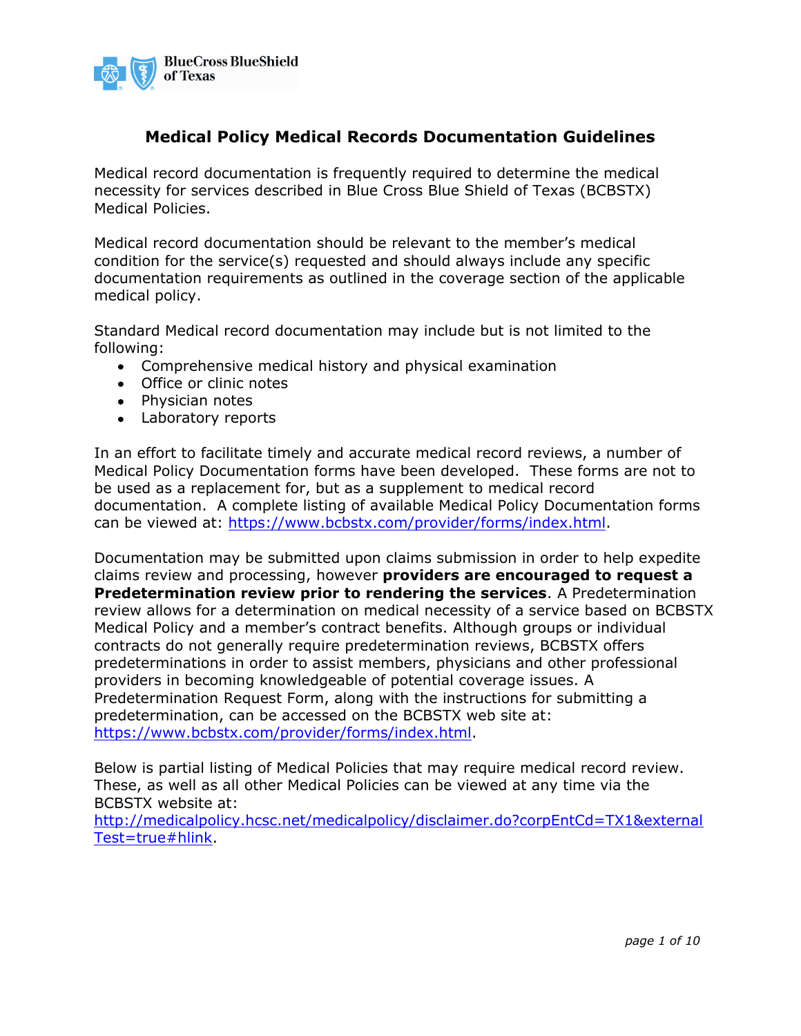# Medical Policy Medical Records Documentation Guidelines

Medical record documentation is frequently required to determine the medical necessity for services described in Blue Cross Blue Shield of Texas (BCBSTX) Medical Policies.

Medical record documentation should be relevant to the member's medical condition for the service(s) requested and should always include any specific documentation requirements as outlined in the coverage section of the applicable medical policy.

Standard Medical record documentation may include but is not limited to the following:

- Comprehensive medical history and physical examination
- Office or clinic notes
- Physician notes
- Laboratory reports

In an effort to facilitate timely and accurate medical record reviews, a number of Medical Policy Documentation forms have been developed. These forms are not to be used as a replacement for, but as a supplement to medical record documentation. A complete listing of available Medical Policy Documentation forms can be viewed at: https://www.bcbstx.com/provider/forms/index.html.

Documentation may be submitted upon claims submission in order to help expedite claims review and processing, however **providers are encouraged to request a Predetermination review prior to rendering the services**. A Predetermination review allows for a determination on medical necessity of a service based on BCBSTX Medical Policy and a member's contract benefits. Although groups or individual contracts do not generally require predetermination reviews, BCBSTX offers predeterminations in order to assist members, physicians and other professional providers in becoming knowledgeable of potential coverage issues. A Predetermination Request Form, along with the instructions for submitting a predetermination, can be accessed on the BCBSTX web site at: https://www.bcbstx.com/provider/forms/index.html.

Below is partial listing of Medical Policies that may require medical record review. These, as well as all other Medical Policies can be viewed at any time via the BCBSTX website at: http://medicalpolicy.hcsc.net/medicalpolicy/disclaimer.do?corpEntCd=TX1&externalTest=true#hlink.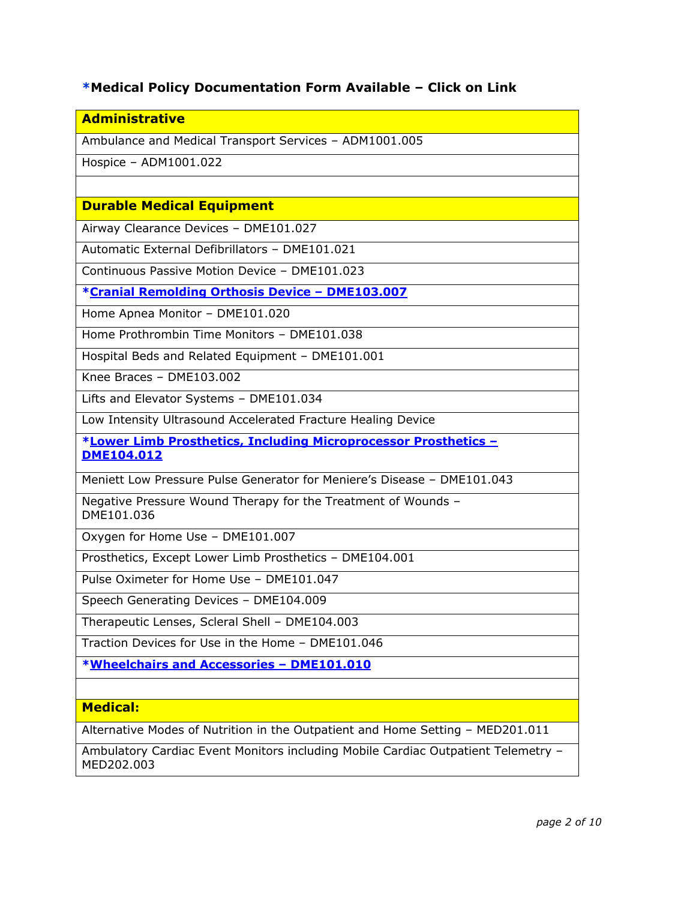**\*Medical Policy Documentation Form Available – Click on Link**

| **Administrative** |
|---|
| Ambulance and Medical Transport Services – ADM1001.005 |
| Hospice – ADM1001.022 |
| |
| **Durable Medical Equipment** |
| Airway Clearance Devices – DME101.027 |
| Automatic External Defibrillators – DME101.021 |
| Continuous Passive Motion Device – DME101.023 |
| **\*Cranial Remolding Orthosis Device – DME103.007** |
| Home Apnea Monitor – DME101.020 |
| Home Prothrombin Time Monitors – DME101.038 |
| Hospital Beds and Related Equipment – DME101.001 |
| Knee Braces – DME103.002 |
| Lifts and Elevator Systems – DME101.034 |
| Low Intensity Ultrasound Accelerated Fracture Healing Device |
| **\*Lower Limb Prosthetics, Including Microprocessor Prosthetics – DME104.012** |
| Meniett Low Pressure Pulse Generator for Meniere's Disease – DME101.043 |
| Negative Pressure Wound Therapy for the Treatment of Wounds – DME101.036 |
| Oxygen for Home Use – DME101.007 |
| Prosthetics, Except Lower Limb Prosthetics – DME104.001 |
| Pulse Oximeter for Home Use – DME101.047 |
| Speech Generating Devices – DME104.009 |
| Therapeutic Lenses, Scleral Shell – DME104.003 |
| Traction Devices for Use in the Home – DME101.046 |
| **\*Wheelchairs and Accessories – DME101.010** |
| |
| **Medical:** |
| Alternative Modes of Nutrition in the Outpatient and Home Setting – MED201.011 |
| Ambulatory Cardiac Event Monitors including Mobile Cardiac Outpatient Telemetry – MED202.003 |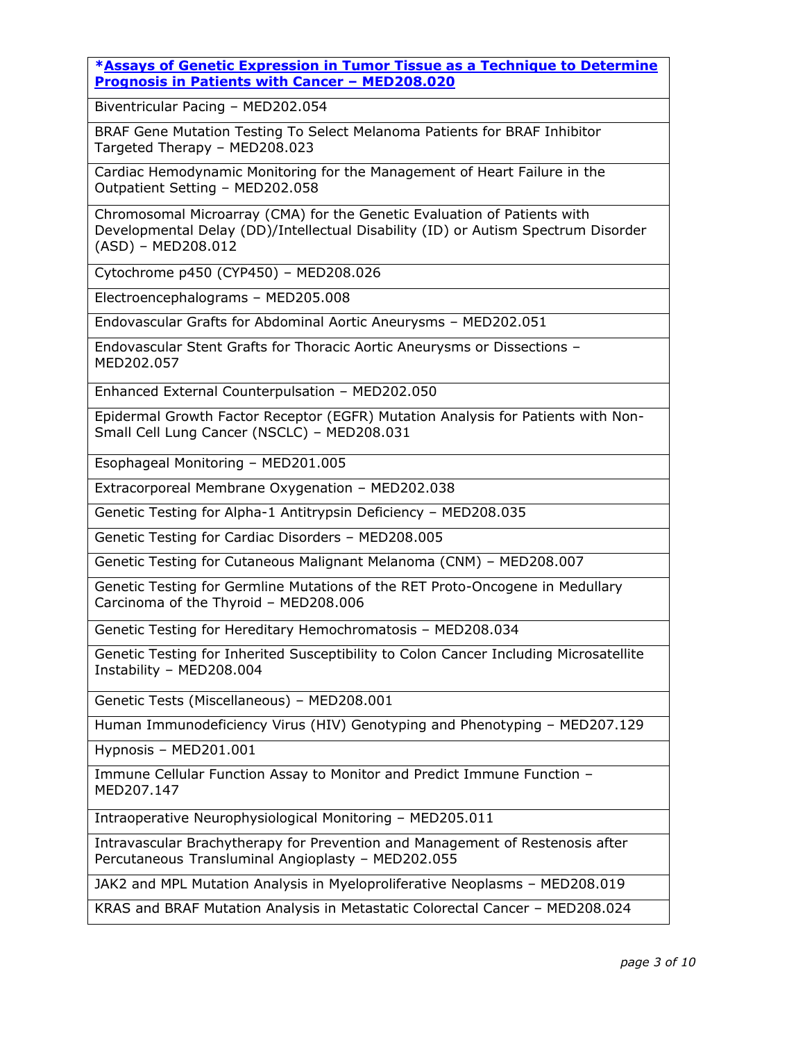| |
|---|
| **[*Assays of Genetic Expression in Tumor Tissue as a Technique to Determine Prognosis in Patients with Cancer – MED208.020]()** |
| Biventricular Pacing – MED202.054 |
| BRAF Gene Mutation Testing To Select Melanoma Patients for BRAF Inhibitor Targeted Therapy – MED208.023 |
| Cardiac Hemodynamic Monitoring for the Management of Heart Failure in the Outpatient Setting – MED202.058 |
| Chromosomal Microarray (CMA) for the Genetic Evaluation of Patients with Developmental Delay (DD)/Intellectual Disability (ID) or Autism Spectrum Disorder (ASD) – MED208.012 |
| Cytochrome p450 (CYP450) – MED208.026 |
| Electroencephalograms – MED205.008 |
| Endovascular Grafts for Abdominal Aortic Aneurysms – MED202.051 |
| Endovascular Stent Grafts for Thoracic Aortic Aneurysms or Dissections – MED202.057 |
| Enhanced External Counterpulsation – MED202.050 |
| Epidermal Growth Factor Receptor (EGFR) Mutation Analysis for Patients with Non-Small Cell Lung Cancer (NSCLC) – MED208.031 |
| Esophageal Monitoring – MED201.005 |
| Extracorporeal Membrane Oxygenation – MED202.038 |
| Genetic Testing for Alpha-1 Antitrypsin Deficiency – MED208.035 |
| Genetic Testing for Cardiac Disorders – MED208.005 |
| Genetic Testing for Cutaneous Malignant Melanoma (CNM) – MED208.007 |
| Genetic Testing for Germline Mutations of the RET Proto-Oncogene in Medullary Carcinoma of the Thyroid – MED208.006 |
| Genetic Testing for Hereditary Hemochromatosis – MED208.034 |
| Genetic Testing for Inherited Susceptibility to Colon Cancer Including Microsatellite Instability – MED208.004 |
| Genetic Tests (Miscellaneous) – MED208.001 |
| Human Immunodeficiency Virus (HIV) Genotyping and Phenotyping – MED207.129 |
| Hypnosis – MED201.001 |
| Immune Cellular Function Assay to Monitor and Predict Immune Function – MED207.147 |
| Intraoperative Neurophysiological Monitoring – MED205.011 |
| Intravascular Brachytherapy for Prevention and Management of Restenosis after Percutaneous Transluminal Angioplasty – MED202.055 |
| JAK2 and MPL Mutation Analysis in Myeloproliferative Neoplasms – MED208.019 |
| KRAS and BRAF Mutation Analysis in Metastatic Colorectal Cancer – MED208.024 |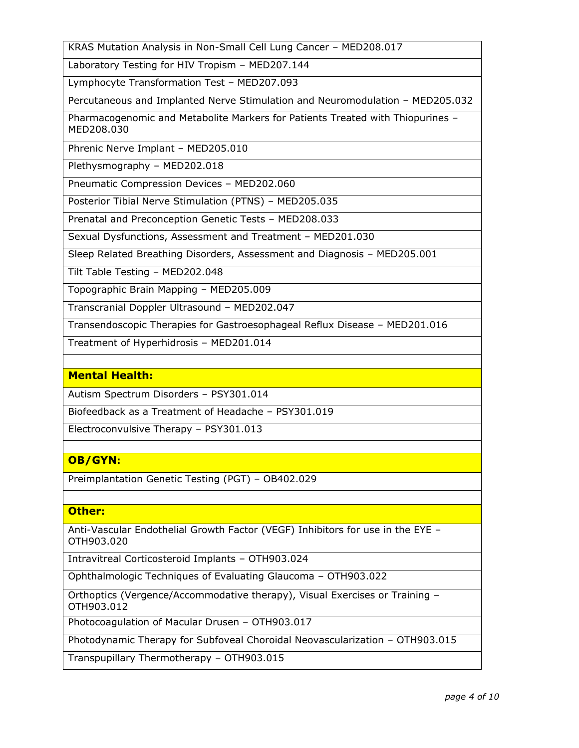| |
|---|
| KRAS Mutation Analysis in Non-Small Cell Lung Cancer – MED208.017 |
| Laboratory Testing for HIV Tropism – MED207.144 |
| Lymphocyte Transformation Test – MED207.093 |
| Percutaneous and Implanted Nerve Stimulation and Neuromodulation – MED205.032 |
| Pharmacogenomic and Metabolite Markers for Patients Treated with Thiopurines – MED208.030 |
| Phrenic Nerve Implant – MED205.010 |
| Plethysmography – MED202.018 |
| Pneumatic Compression Devices – MED202.060 |
| Posterior Tibial Nerve Stimulation (PTNS) – MED205.035 |
| Prenatal and Preconception Genetic Tests – MED208.033 |
| Sexual Dysfunctions, Assessment and Treatment – MED201.030 |
| Sleep Related Breathing Disorders, Assessment and Diagnosis – MED205.001 |
| Tilt Table Testing – MED202.048 |
| Topographic Brain Mapping – MED205.009 |
| Transcranial Doppler Ultrasound – MED202.047 |
| Transendoscopic Therapies for Gastroesophageal Reflux Disease – MED201.016 |
| Treatment of Hyperhidrosis – MED201.014 |
| |
| **Mental Health:** |
| Autism Spectrum Disorders – PSY301.014 |
| Biofeedback as a Treatment of Headache – PSY301.019 |
| Electroconvulsive Therapy – PSY301.013 |
| |
| **OB/GYN:** |
| Preimplantation Genetic Testing (PGT) – OB402.029 |
| |
| **Other:** |
| Anti-Vascular Endothelial Growth Factor (VEGF) Inhibitors for use in the EYE – OTH903.020 |
| Intravitreal Corticosteroid Implants – OTH903.024 |
| Ophthalmologic Techniques of Evaluating Glaucoma – OTH903.022 |
| Orthoptics (Vergence/Accommodative therapy), Visual Exercises or Training – OTH903.012 |
| Photocoagulation of Macular Drusen – OTH903.017 |
| Photodynamic Therapy for Subfoveal Choroidal Neovascularization – OTH903.015 |
| Transpupillary Thermotherapy – OTH903.015 |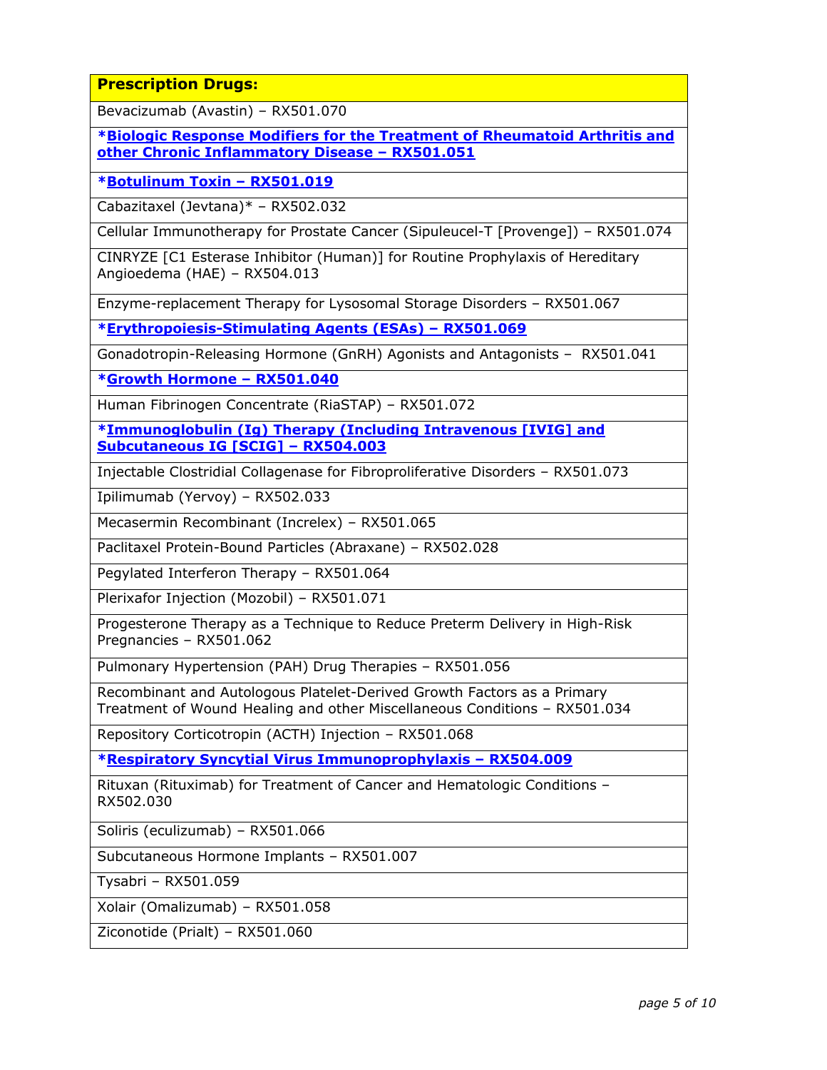| **Prescription Drugs:** |
| --- |
| Bevacizumab (Avastin) – RX501.070 |
| ***Biologic Response Modifiers for the Treatment of Rheumatoid Arthritis and other Chronic Inflammatory Disease – RX501.051** |
| ***Botulinum Toxin – RX501.019** |
| Cabazitaxel (Jevtana)* – RX502.032 |
| Cellular Immunotherapy for Prostate Cancer (Sipuleucel-T [Provenge]) – RX501.074 |
| CINRYZE [C1 Esterase Inhibitor (Human)] for Routine Prophylaxis of Hereditary Angioedema (HAE) – RX504.013 |
| Enzyme-replacement Therapy for Lysosomal Storage Disorders – RX501.067 |
| ***Erythropoiesis-Stimulating Agents (ESAs) – RX501.069** |
| Gonadotropin-Releasing Hormone (GnRH) Agonists and Antagonists – RX501.041 |
| ***Growth Hormone – RX501.040** |
| Human Fibrinogen Concentrate (RiaSTAP) – RX501.072 |
| ***Immunoglobulin (Ig) Therapy (Including Intravenous [IVIG] and Subcutaneous IG [SCIG] – RX504.003** |
| Injectable Clostridial Collagenase for Fibroproliferative Disorders – RX501.073 |
| Ipilimumab (Yervoy) – RX502.033 |
| Mecasermin Recombinant (Increlex) – RX501.065 |
| Paclitaxel Protein-Bound Particles (Abraxane) – RX502.028 |
| Pegylated Interferon Therapy – RX501.064 |
| Plerixafor Injection (Mozobil) – RX501.071 |
| Progesterone Therapy as a Technique to Reduce Preterm Delivery in High-Risk Pregnancies – RX501.062 |
| Pulmonary Hypertension (PAH) Drug Therapies – RX501.056 |
| Recombinant and Autologous Platelet-Derived Growth Factors as a Primary Treatment of Wound Healing and other Miscellaneous Conditions – RX501.034 |
| Repository Corticotropin (ACTH) Injection – RX501.068 |
| ***Respiratory Syncytial Virus Immunoprophylaxis – RX504.009** |
| Rituxan (Rituximab) for Treatment of Cancer and Hematologic Conditions – RX502.030 |
| Soliris (eculizumab) – RX501.066 |
| Subcutaneous Hormone Implants – RX501.007 |
| Tysabri – RX501.059 |
| Xolair (Omalizumab) – RX501.058 |
| Ziconotide (Prialt) – RX501.060 |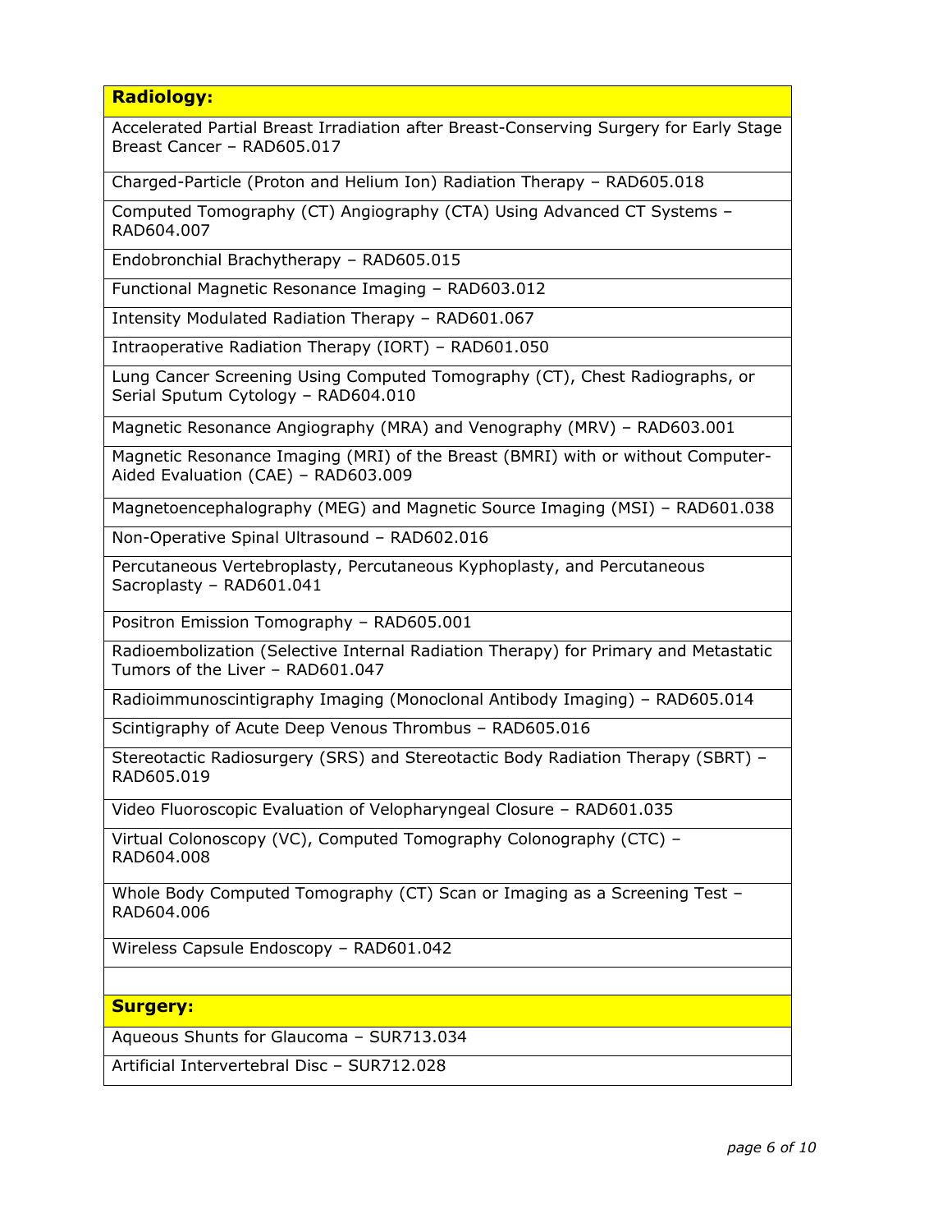| **Radiology:** |
|---|
| Accelerated Partial Breast Irradiation after Breast-Conserving Surgery for Early Stage Breast Cancer – RAD605.017 |
| Charged-Particle (Proton and Helium Ion) Radiation Therapy – RAD605.018 |
| Computed Tomography (CT) Angiography (CTA) Using Advanced CT Systems – RAD604.007 |
| Endobronchial Brachytherapy – RAD605.015 |
| Functional Magnetic Resonance Imaging – RAD603.012 |
| Intensity Modulated Radiation Therapy – RAD601.067 |
| Intraoperative Radiation Therapy (IORT) – RAD601.050 |
| Lung Cancer Screening Using Computed Tomography (CT), Chest Radiographs, or Serial Sputum Cytology – RAD604.010 |
| Magnetic Resonance Angiography (MRA) and Venography (MRV) – RAD603.001 |
| Magnetic Resonance Imaging (MRI) of the Breast (BMRI) with or without Computer-Aided Evaluation (CAE) – RAD603.009 |
| Magnetoencephalography (MEG) and Magnetic Source Imaging (MSI) – RAD601.038 |
| Non-Operative Spinal Ultrasound – RAD602.016 |
| Percutaneous Vertebroplasty, Percutaneous Kyphoplasty, and Percutaneous Sacroplasty – RAD601.041 |
| Positron Emission Tomography – RAD605.001 |
| Radioembolization (Selective Internal Radiation Therapy) for Primary and Metastatic Tumors of the Liver – RAD601.047 |
| Radioimmunoscintigraphy Imaging (Monoclonal Antibody Imaging) – RAD605.014 |
| Scintigraphy of Acute Deep Venous Thrombus – RAD605.016 |
| Stereotactic Radiosurgery (SRS) and Stereotactic Body Radiation Therapy (SBRT) – RAD605.019 |
| Video Fluoroscopic Evaluation of Velopharyngeal Closure – RAD601.035 |
| Virtual Colonoscopy (VC), Computed Tomography Colonography (CTC) – RAD604.008 |
| Whole Body Computed Tomography (CT) Scan or Imaging as a Screening Test – RAD604.006 |
| Wireless Capsule Endoscopy – RAD601.042 |
| |
| **Surgery:** |
| Aqueous Shunts for Glaucoma – SUR713.034 |
| Artificial Intervertebral Disc – SUR712.028 |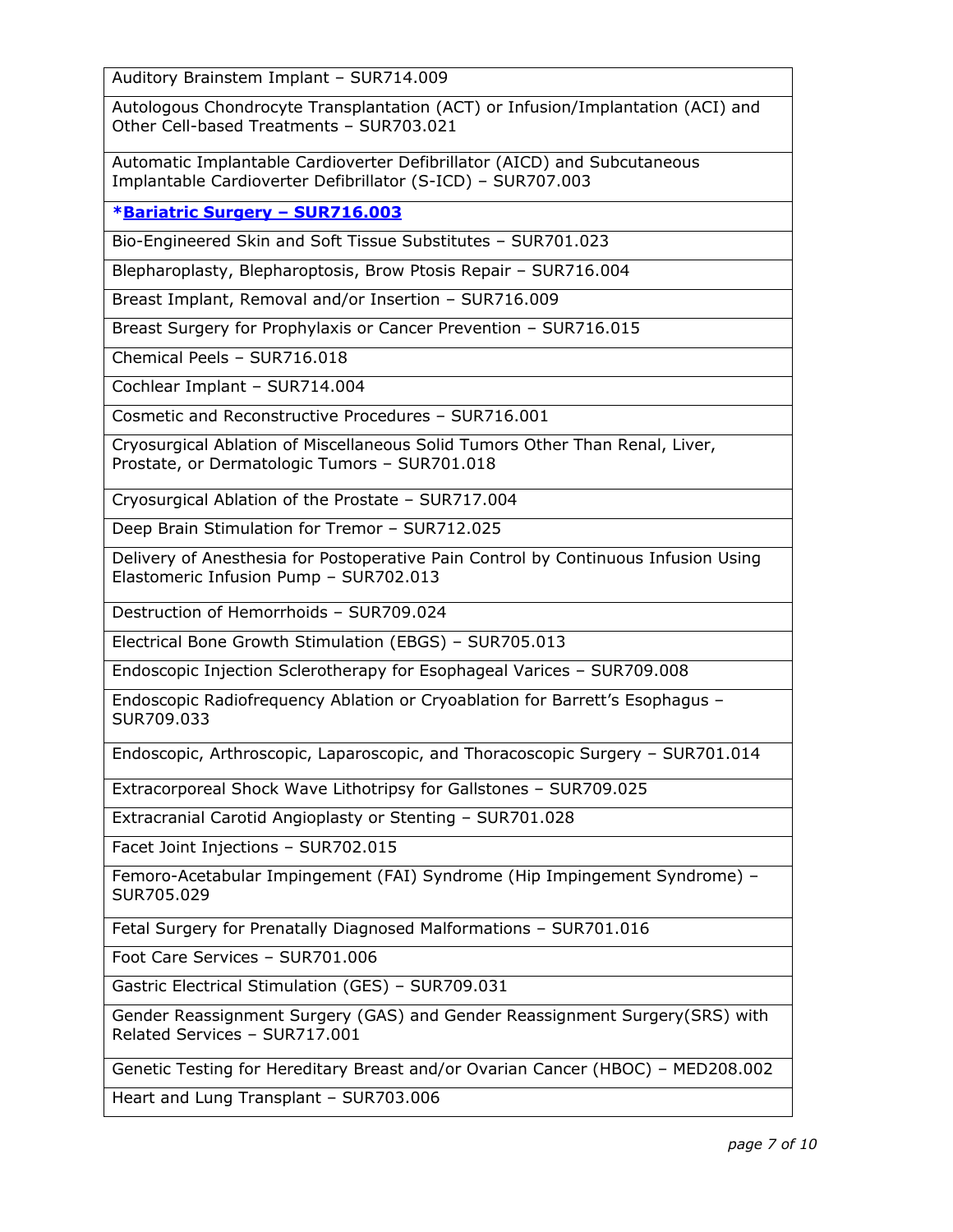| |
|---|
| Auditory Brainstem Implant – SUR714.009 |
| Autologous Chondrocyte Transplantation (ACT) or Infusion/Implantation (ACI) and Other Cell-based Treatments – SUR703.021 |
| Automatic Implantable Cardioverter Defibrillator (AICD) and Subcutaneous Implantable Cardioverter Defibrillator (S-ICD) – SUR707.003 |
| ***Bariatric Surgery – SUR716.003** |
| Bio-Engineered Skin and Soft Tissue Substitutes – SUR701.023 |
| Blepharoplasty, Blepharoptosis, Brow Ptosis Repair – SUR716.004 |
| Breast Implant, Removal and/or Insertion – SUR716.009 |
| Breast Surgery for Prophylaxis or Cancer Prevention – SUR716.015 |
| Chemical Peels – SUR716.018 |
| Cochlear Implant – SUR714.004 |
| Cosmetic and Reconstructive Procedures – SUR716.001 |
| Cryosurgical Ablation of Miscellaneous Solid Tumors Other Than Renal, Liver, Prostate, or Dermatologic Tumors – SUR701.018 |
| Cryosurgical Ablation of the Prostate – SUR717.004 |
| Deep Brain Stimulation for Tremor – SUR712.025 |
| Delivery of Anesthesia for Postoperative Pain Control by Continuous Infusion Using Elastomeric Infusion Pump – SUR702.013 |
| Destruction of Hemorrhoids – SUR709.024 |
| Electrical Bone Growth Stimulation (EBGS) – SUR705.013 |
| Endoscopic Injection Sclerotherapy for Esophageal Varices – SUR709.008 |
| Endoscopic Radiofrequency Ablation or Cryoablation for Barrett's Esophagus – SUR709.033 |
| Endoscopic, Arthroscopic, Laparoscopic, and Thoracoscopic Surgery – SUR701.014 |
| Extracorporeal Shock Wave Lithotripsy for Gallstones – SUR709.025 |
| Extracranial Carotid Angioplasty or Stenting – SUR701.028 |
| Facet Joint Injections – SUR702.015 |
| Femoro-Acetabular Impingement (FAI) Syndrome (Hip Impingement Syndrome) – SUR705.029 |
| Fetal Surgery for Prenatally Diagnosed Malformations – SUR701.016 |
| Foot Care Services – SUR701.006 |
| Gastric Electrical Stimulation (GES) – SUR709.031 |
| Gender Reassignment Surgery (GAS) and Gender Reassignment Surgery(SRS) with Related Services – SUR717.001 |
| Genetic Testing for Hereditary Breast and/or Ovarian Cancer (HBOC) – MED208.002 |
| Heart and Lung Transplant – SUR703.006 |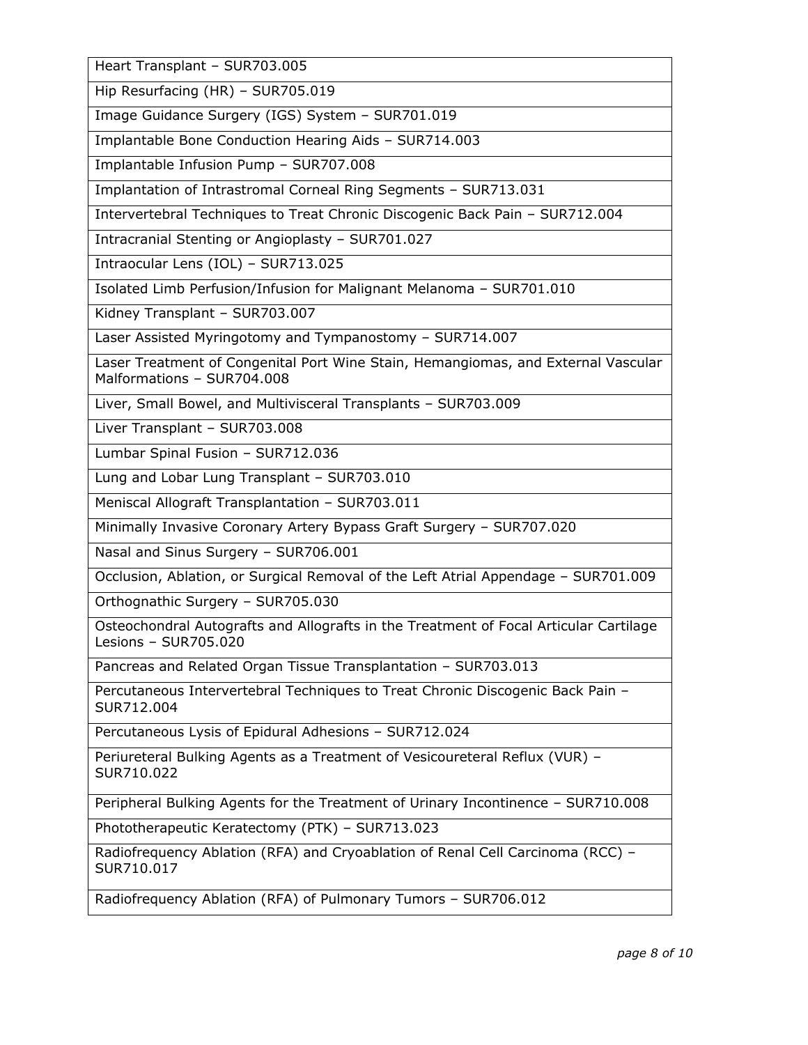| |
|---|
| Heart Transplant – SUR703.005 |
| Hip Resurfacing (HR) – SUR705.019 |
| Image Guidance Surgery (IGS) System – SUR701.019 |
| Implantable Bone Conduction Hearing Aids – SUR714.003 |
| Implantable Infusion Pump – SUR707.008 |
| Implantation of Intrastromal Corneal Ring Segments – SUR713.031 |
| Intervertebral Techniques to Treat Chronic Discogenic Back Pain – SUR712.004 |
| Intracranial Stenting or Angioplasty – SUR701.027 |
| Intraocular Lens (IOL) – SUR713.025 |
| Isolated Limb Perfusion/Infusion for Malignant Melanoma – SUR701.010 |
| Kidney Transplant – SUR703.007 |
| Laser Assisted Myringotomy and Tympanostomy – SUR714.007 |
| Laser Treatment of Congenital Port Wine Stain, Hemangiomas, and External Vascular Malformations – SUR704.008 |
| Liver, Small Bowel, and Multivisceral Transplants – SUR703.009 |
| Liver Transplant – SUR703.008 |
| Lumbar Spinal Fusion – SUR712.036 |
| Lung and Lobar Lung Transplant – SUR703.010 |
| Meniscal Allograft Transplantation – SUR703.011 |
| Minimally Invasive Coronary Artery Bypass Graft Surgery – SUR707.020 |
| Nasal and Sinus Surgery – SUR706.001 |
| Occlusion, Ablation, or Surgical Removal of the Left Atrial Appendage – SUR701.009 |
| Orthognathic Surgery – SUR705.030 |
| Osteochondral Autografts and Allografts in the Treatment of Focal Articular Cartilage Lesions – SUR705.020 |
| Pancreas and Related Organ Tissue Transplantation – SUR703.013 |
| Percutaneous Intervertebral Techniques to Treat Chronic Discogenic Back Pain – SUR712.004 |
| Percutaneous Lysis of Epidural Adhesions – SUR712.024 |
| Periureteral Bulking Agents as a Treatment of Vesicoureteral Reflux (VUR) – SUR710.022 |
| Peripheral Bulking Agents for the Treatment of Urinary Incontinence – SUR710.008 |
| Phototherapeutic Keratectomy (PTK) – SUR713.023 |
| Radiofrequency Ablation (RFA) and Cryoablation of Renal Cell Carcinoma (RCC) – SUR710.017 |
| Radiofrequency Ablation (RFA) of Pulmonary Tumors – SUR706.012 |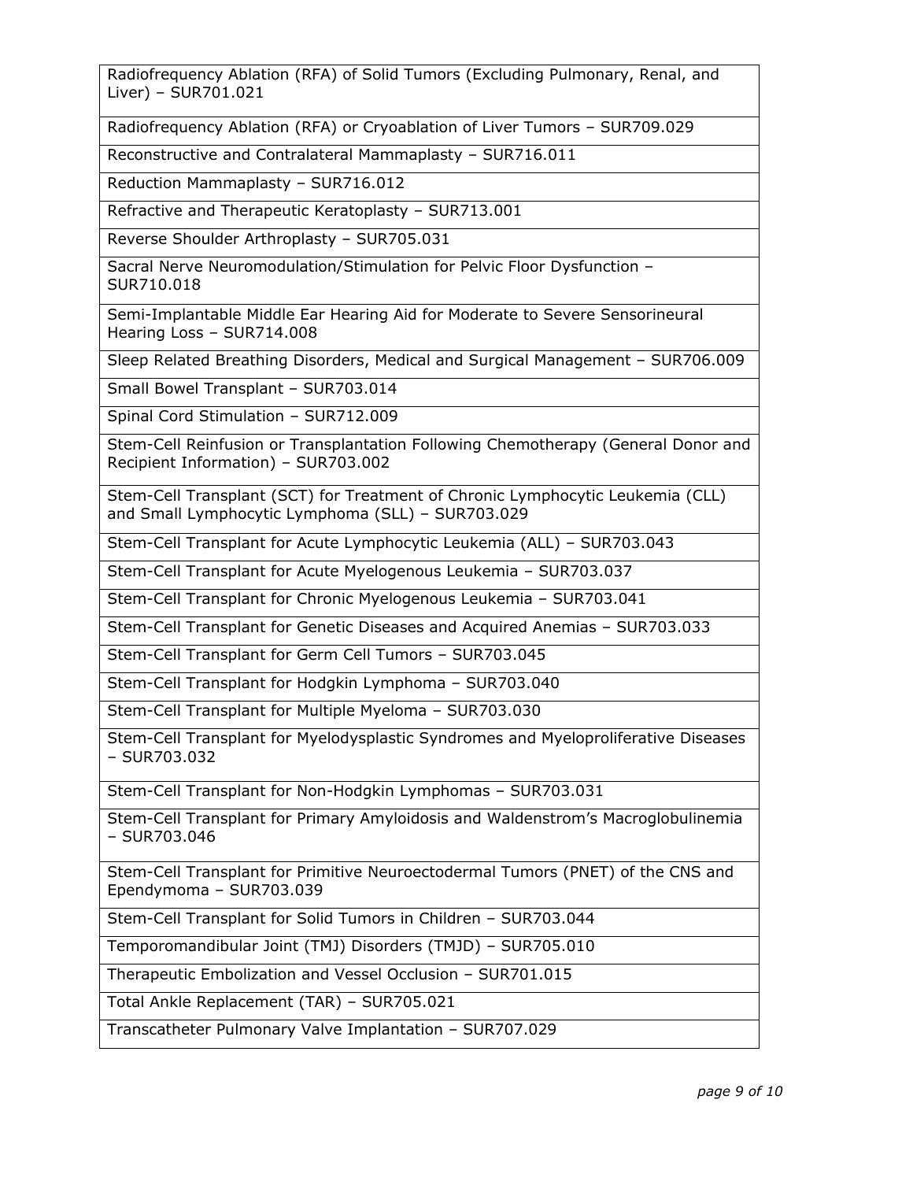| |
|---|
| Radiofrequency Ablation (RFA) of Solid Tumors (Excluding Pulmonary, Renal, and Liver) – SUR701.021 |
| Radiofrequency Ablation (RFA) or Cryoablation of Liver Tumors – SUR709.029 |
| Reconstructive and Contralateral Mammaplasty – SUR716.011 |
| Reduction Mammaplasty – SUR716.012 |
| Refractive and Therapeutic Keratoplasty – SUR713.001 |
| Reverse Shoulder Arthroplasty – SUR705.031 |
| Sacral Nerve Neuromodulation/Stimulation for Pelvic Floor Dysfunction – SUR710.018 |
| Semi-Implantable Middle Ear Hearing Aid for Moderate to Severe Sensorineural Hearing Loss – SUR714.008 |
| Sleep Related Breathing Disorders, Medical and Surgical Management – SUR706.009 |
| Small Bowel Transplant – SUR703.014 |
| Spinal Cord Stimulation – SUR712.009 |
| Stem-Cell Reinfusion or Transplantation Following Chemotherapy (General Donor and Recipient Information) – SUR703.002 |
| Stem-Cell Transplant (SCT) for Treatment of Chronic Lymphocytic Leukemia (CLL) and Small Lymphocytic Lymphoma (SLL) – SUR703.029 |
| Stem-Cell Transplant for Acute Lymphocytic Leukemia (ALL) – SUR703.043 |
| Stem-Cell Transplant for Acute Myelogenous Leukemia – SUR703.037 |
| Stem-Cell Transplant for Chronic Myelogenous Leukemia – SUR703.041 |
| Stem-Cell Transplant for Genetic Diseases and Acquired Anemias – SUR703.033 |
| Stem-Cell Transplant for Germ Cell Tumors – SUR703.045 |
| Stem-Cell Transplant for Hodgkin Lymphoma – SUR703.040 |
| Stem-Cell Transplant for Multiple Myeloma – SUR703.030 |
| Stem-Cell Transplant for Myelodysplastic Syndromes and Myeloproliferative Diseases – SUR703.032 |
| Stem-Cell Transplant for Non-Hodgkin Lymphomas – SUR703.031 |
| Stem-Cell Transplant for Primary Amyloidosis and Waldenstrom's Macroglobulinemia – SUR703.046 |
| Stem-Cell Transplant for Primitive Neuroectodermal Tumors (PNET) of the CNS and Ependymoma – SUR703.039 |
| Stem-Cell Transplant for Solid Tumors in Children – SUR703.044 |
| Temporomandibular Joint (TMJ) Disorders (TMJD) – SUR705.010 |
| Therapeutic Embolization and Vessel Occlusion – SUR701.015 |
| Total Ankle Replacement (TAR) – SUR705.021 |
| Transcatheter Pulmonary Valve Implantation – SUR707.029 |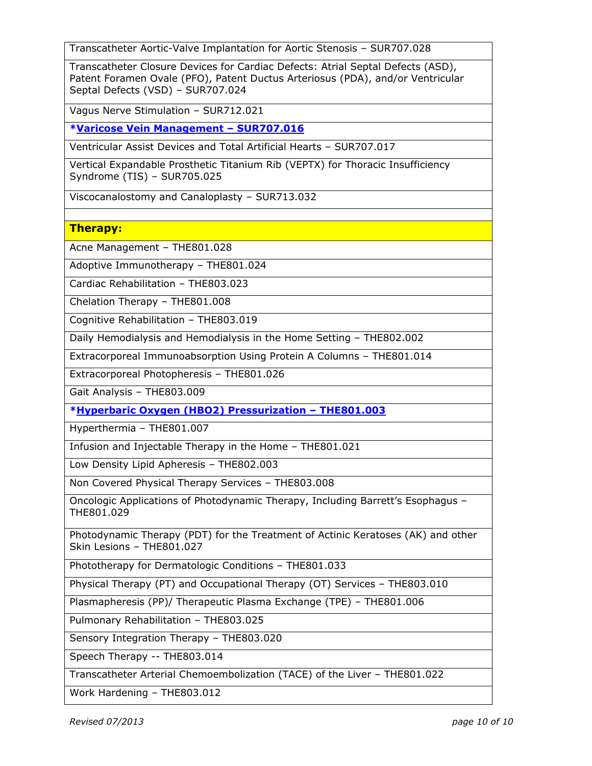| |
|---|
| Transcatheter Aortic-Valve Implantation for Aortic Stenosis – SUR707.028 |
| Transcatheter Closure Devices for Cardiac Defects: Atrial Septal Defects (ASD), Patent Foramen Ovale (PFO), Patent Ductus Arteriosus (PDA), and/or Ventricular Septal Defects (VSD) – SUR707.024 |
| Vagus Nerve Stimulation – SUR712.021 |
| ***Varicose Vein Management – SUR707.016** |
| Ventricular Assist Devices and Total Artificial Hearts – SUR707.017 |
| Vertical Expandable Prosthetic Titanium Rib (VEPTX) for Thoracic Insufficiency Syndrome (TIS) – SUR705.025 |
| Viscocanalostomy and Canaloplasty – SUR713.032 |
| |
| **Therapy:** |
| Acne Management – THE801.028 |
| Adoptive Immunotherapy – THE801.024 |
| Cardiac Rehabilitation – THE803.023 |
| Chelation Therapy – THE801.008 |
| Cognitive Rehabilitation – THE803.019 |
| Daily Hemodialysis and Hemodialysis in the Home Setting – THE802.002 |
| Extracorporeal Immunoabsorption Using Protein A Columns – THE801.014 |
| Extracorporeal Photopheresis – THE801.026 |
| Gait Analysis – THE803.009 |
| ***Hyperbaric Oxygen (HBO2) Pressurization – THE801.003** |
| Hyperthermia – THE801.007 |
| Infusion and Injectable Therapy in the Home – THE801.021 |
| Low Density Lipid Apheresis – THE802.003 |
| Non Covered Physical Therapy Services – THE803.008 |
| Oncologic Applications of Photodynamic Therapy, Including Barrett's Esophagus – THE801.029 |
| Photodynamic Therapy (PDT) for the Treatment of Actinic Keratoses (AK) and other Skin Lesions – THE801.027 |
| Phototherapy for Dermatologic Conditions – THE801.033 |
| Physical Therapy (PT) and Occupational Therapy (OT) Services – THE803.010 |
| Plasmapheresis (PP)/ Therapeutic Plasma Exchange (TPE) – THE801.006 |
| Pulmonary Rehabilitation – THE803.025 |
| Sensory Integration Therapy – THE803.020 |
| Speech Therapy -- THE803.014 |
| Transcatheter Arterial Chemoembolization (TACE) of the Liver – THE801.022 |
| Work Hardening – THE803.012 |

*Revised 07/2013*